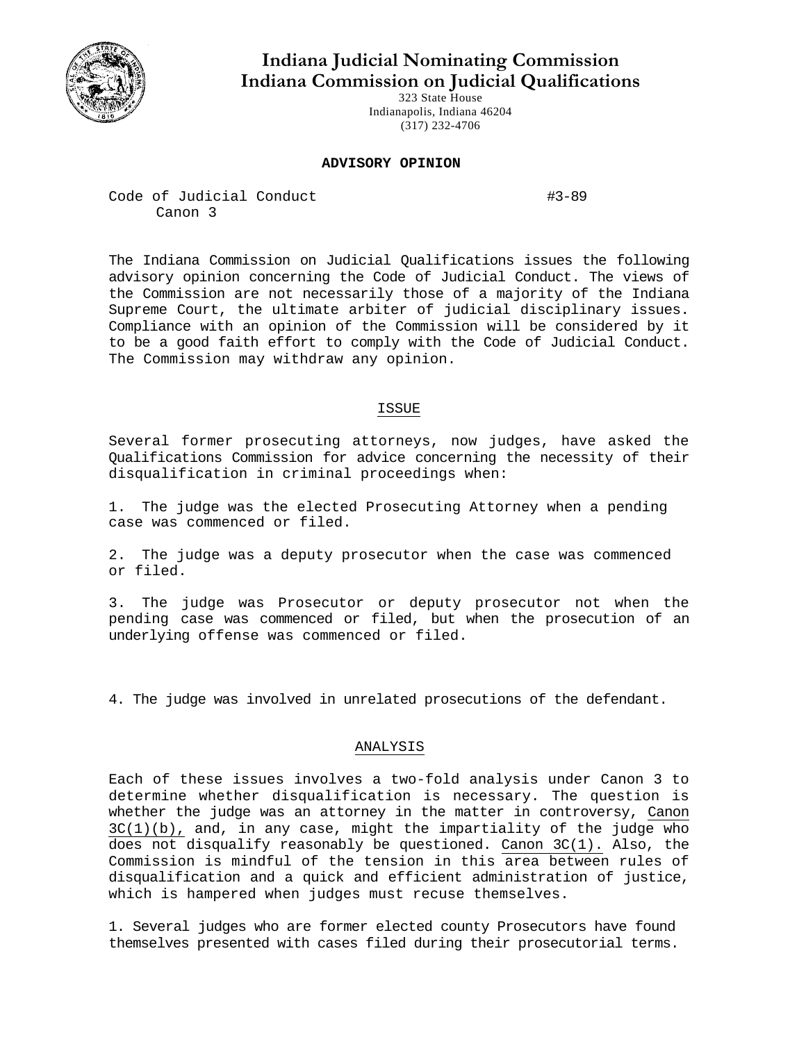# Indiana Judicial Nominating Commission
# Indiana Commission on Judicial Qualifications

323 State House
Indianapolis, Indiana 46204
(317) 232-4706

**ADVISORY OPINION**

Code of Judicial Conduct #3-89
Canon 3

The Indiana Commission on Judicial Qualifications issues the following advisory opinion concerning the Code of Judicial Conduct. The views of the Commission are not necessarily those of a majority of the Indiana Supreme Court, the ultimate arbiter of judicial disciplinary issues. Compliance with an opinion of the Commission will be considered by it to be a good faith effort to comply with the Code of Judicial Conduct. The Commission may withdraw any opinion.

## ISSUE

Several former prosecuting attorneys, now judges, have asked the Qualifications Commission for advice concerning the necessity of their disqualification in criminal proceedings when:

1. The judge was the elected Prosecuting Attorney when a pending case was commenced or filed.

2. The judge was a deputy prosecutor when the case was commenced or filed.

3. The judge was Prosecutor or deputy prosecutor not when the pending case was commenced or filed, but when the prosecution of an underlying offense was commenced or filed.

4. The judge was involved in unrelated prosecutions of the defendant.

## ANALYSIS

Each of these issues involves a two-fold analysis under Canon 3 to determine whether disqualification is necessary. The question is whether the judge was an attorney in the matter in controversy, Canon 3C(1)(b), and, in any case, might the impartiality of the judge who does not disqualify reasonably be questioned. Canon 3C(1). Also, the Commission is mindful of the tension in this area between rules of disqualification and a quick and efficient administration of justice, which is hampered when judges must recuse themselves.

1. Several judges who are former elected county Prosecutors have found themselves presented with cases filed during their prosecutorial terms.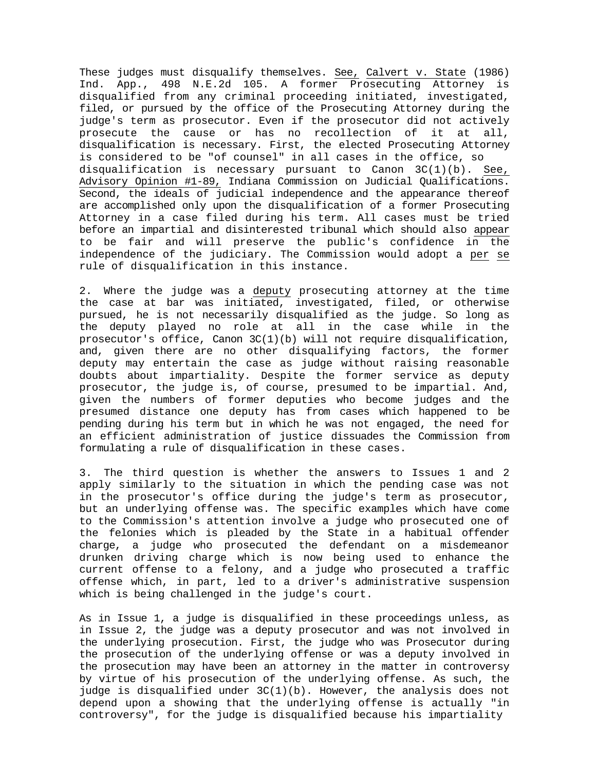These judges must disqualify themselves. See, Calvert v. State (1986) Ind. App., 498 N.E.2d 105. A former Prosecuting Attorney is disqualified from any criminal proceeding initiated, investigated, filed, or pursued by the office of the Prosecuting Attorney during the judge's term as prosecutor. Even if the prosecutor did not actively prosecute the cause or has no recollection of it at all, disqualification is necessary. First, the elected Prosecuting Attorney is considered to be "of counsel" in all cases in the office, so disqualification is necessary pursuant to Canon 3C(1)(b). See, Advisory Opinion #1-89, Indiana Commission on Judicial Qualifications. Second, the ideals of judicial independence and the appearance thereof are accomplished only upon the disqualification of a former Prosecuting Attorney in a case filed during his term. All cases must be tried before an impartial and disinterested tribunal which should also appear to be fair and will preserve the public's confidence in the independence of the judiciary. The Commission would adopt a *per se* rule of disqualification in this instance.

2. Where the judge was a deputy prosecuting attorney at the time the case at bar was initiated, investigated, filed, or otherwise pursued, he is not necessarily disqualified as the judge. So long as the deputy played no role at all in the case while in the prosecutor's office, Canon 3C(1)(b) will not require disqualification, and, given there are no other disqualifying factors, the former deputy may entertain the case as judge without raising reasonable doubts about impartiality. Despite the former service as deputy prosecutor, the judge is, of course, presumed to be impartial. And, given the numbers of former deputies who become judges and the presumed distance one deputy has from cases which happened to be pending during his term but in which he was not engaged, the need for an efficient administration of justice dissuades the Commission from formulating a rule of disqualification in these cases.

3. The third question is whether the answers to Issues 1 and 2 apply similarly to the situation in which the pending case was not in the prosecutor's office during the judge's term as prosecutor, but an underlying offense was. The specific examples which have come to the Commission's attention involve a judge who prosecuted one of the felonies which is pleaded by the State in a habitual offender charge, a judge who prosecuted the defendant on a misdemeanor drunken driving charge which is now being used to enhance the current offense to a felony, and a judge who prosecuted a traffic offense which, in part, led to a driver's administrative suspension which is being challenged in the judge's court.

As in Issue 1, a judge is disqualified in these proceedings unless, as in Issue 2, the judge was a deputy prosecutor and was not involved in the underlying prosecution. First, the judge who was Prosecutor during the prosecution of the underlying offense or was a deputy involved in the prosecution may have been an attorney in the matter in controversy by virtue of his prosecution of the underlying offense. As such, the judge is disqualified under 3C(1)(b). However, the analysis does not depend upon a showing that the underlying offense is actually "in controversy", for the judge is disqualified because his impartiality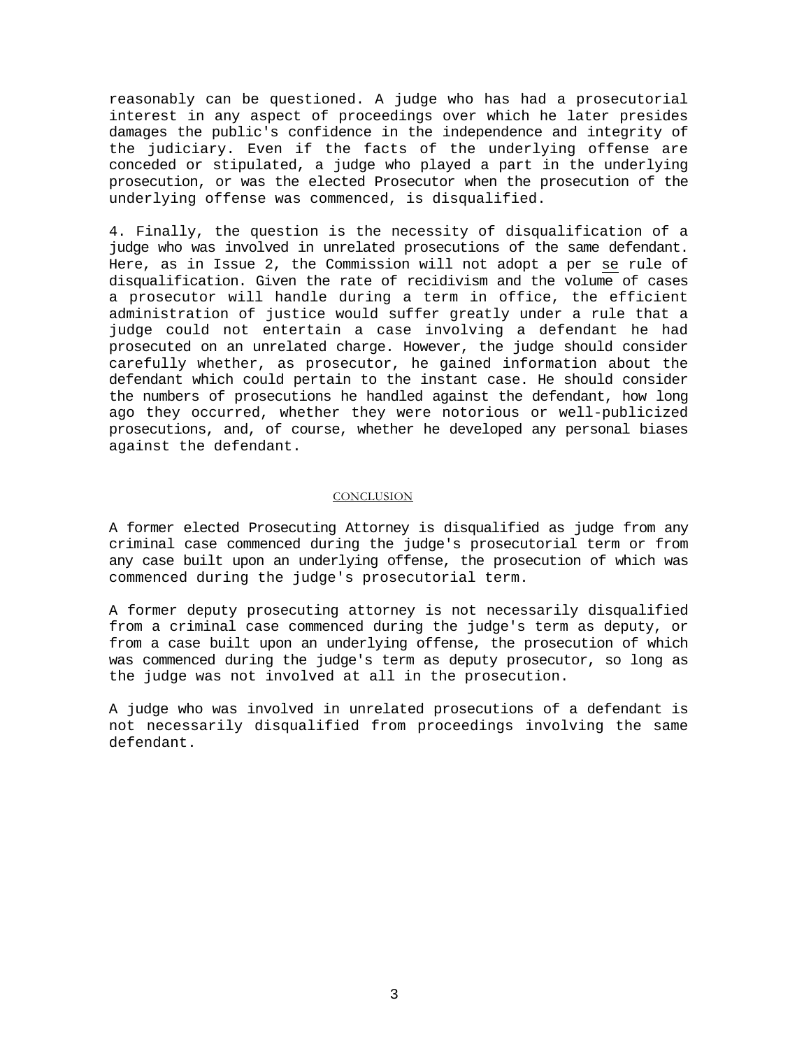reasonably can be questioned. A judge who has had a prosecutorial interest in any aspect of proceedings over which he later presides damages the public's confidence in the independence and integrity of the judiciary. Even if the facts of the underlying offense are conceded or stipulated, a judge who played a part in the underlying prosecution, or was the elected Prosecutor when the prosecution of the underlying offense was commenced, is disqualified.

4. Finally, the question is the necessity of disqualification of a judge who was involved in unrelated prosecutions of the same defendant. Here, as in Issue 2, the Commission will not adopt a per se rule of disqualification. Given the rate of recidivism and the volume of cases a prosecutor will handle during a term in office, the efficient administration of justice would suffer greatly under a rule that a judge could not entertain a case involving a defendant he had prosecuted on an unrelated charge. However, the judge should consider carefully whether, as prosecutor, he gained information about the defendant which could pertain to the instant case. He should consider the numbers of prosecutions he handled against the defendant, how long ago they occurred, whether they were notorious or well-publicized prosecutions, and, of course, whether he developed any personal biases against the defendant.

## CONCLUSION

A former elected Prosecuting Attorney is disqualified as judge from any criminal case commenced during the judge's prosecutorial term or from any case built upon an underlying offense, the prosecution of which was commenced during the judge's prosecutorial term.

A former deputy prosecuting attorney is not necessarily disqualified from a criminal case commenced during the judge's term as deputy, or from a case built upon an underlying offense, the prosecution of which was commenced during the judge's term as deputy prosecutor, so long as the judge was not involved at all in the prosecution.

A judge who was involved in unrelated prosecutions of a defendant is not necessarily disqualified from proceedings involving the same defendant.